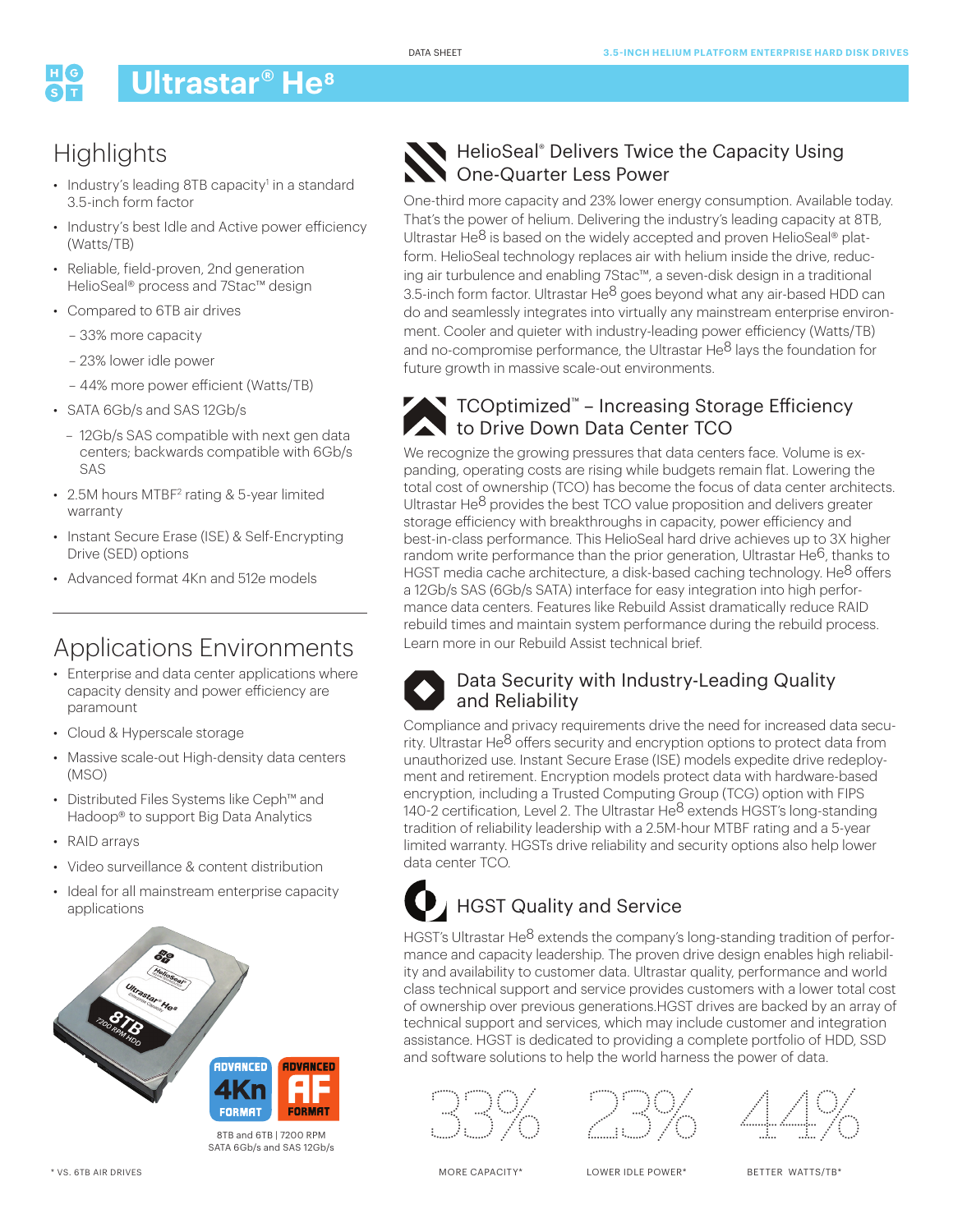DATA SHEET

3.5-INCH HELIUM PLATFORM ENTERPRISE HARD DISK DRIVES

# Ultrastar® He⁸

## Highlights

- Industry's leading 8TB capacity[1] in a standard 3.5-inch form factor
- Industry's best Idle and Active power efficiency (Watts/TB)
- Reliable, field-proven, 2nd generation HelioSeal® process and 7Stac™ design
- Compared to 6TB air drives
  - 33% more capacity
  - 23% lower idle power
  - 44% more power efficient (Watts/TB)
- SATA 6Gb/s and SAS 12Gb/s
  - 12Gb/s SAS compatible with next gen data centers; backwards compatible with 6Gb/s SAS
- 2.5M hours MTBF[2] rating & 5-year limited warranty
- Instant Secure Erase (ISE) & Self-Encrypting Drive (SED) options
- Advanced format 4Kn and 512e models

## Applications Environments

- Enterprise and data center applications where capacity density and power efficiency are paramount
- Cloud & Hyperscale storage
- Massive scale-out High-density data centers (MSO)
- Distributed Files Systems like Ceph™ and Hadoop® to support Big Data Analytics
- RAID arrays
- Video surveillance & content distribution
- Ideal for all mainstream enterprise capacity applications

8TB and 6TB | 7200 RPM
SATA 6Gb/s and SAS 12Gb/s

## HelioSeal® Delivers Twice the Capacity Using One-Quarter Less Power

One-third more capacity and 23% lower energy consumption. Available today. That's the power of helium. Delivering the industry's leading capacity at 8TB, Ultrastar He8 is based on the widely accepted and proven HelioSeal® platform. HelioSeal technology replaces air with helium inside the drive, reducing air turbulence and enabling 7Stac™, a seven-disk design in a traditional 3.5-inch form factor. Ultrastar He8 goes beyond what any air-based HDD can do and seamlessly integrates into virtually any mainstream enterprise environment. Cooler and quieter with industry-leading power efficiency (Watts/TB) and no-compromise performance, the Ultrastar He8 lays the foundation for future growth in massive scale-out environments.

## TCOptimized™ – Increasing Storage Efficiency to Drive Down Data Center TCO

We recognize the growing pressures that data centers face. Volume is expanding, operating costs are rising while budgets remain flat. Lowering the total cost of ownership (TCO) has become the focus of data center architects. Ultrastar He8 provides the best TCO value proposition and delivers greater storage efficiency with breakthroughs in capacity, power efficiency and best-in-class performance. This HelioSeal hard drive achieves up to 3X higher random write performance than the prior generation, Ultrastar He6, thanks to HGST media cache architecture, a disk-based caching technology. He8 offers a 12Gb/s SAS (6Gb/s SATA) interface for easy integration into high performance data centers. Features like Rebuild Assist dramatically reduce RAID rebuild times and maintain system performance during the rebuild process. Learn more in our Rebuild Assist technical brief.

## Data Security with Industry-Leading Quality and Reliability

Compliance and privacy requirements drive the need for increased data security. Ultrastar He8 offers security and encryption options to protect data from unauthorized use. Instant Secure Erase (ISE) models expedite drive redeployment and retirement. Encryption models protect data with hardware-based encryption, including a Trusted Computing Group (TCG) option with FIPS 140-2 certification, Level 2. The Ultrastar He8 extends HGST's long-standing tradition of reliability leadership with a 2.5M-hour MTBF rating and a 5-year limited warranty. HGSTs drive reliability and security options also help lower data center TCO.

## HGST Quality and Service

HGST's Ultrastar He8 extends the company's long-standing tradition of performance and capacity leadership. The proven drive design enables high reliability and availability to customer data. Ultrastar quality, performance and world class technical support and service provides customers with a lower total cost of ownership over previous generations.HGST drives are backed by an array of technical support and services, which may include customer and integration assistance. HGST is dedicated to providing a complete portfolio of HDD, SSD and software solutions to help the world harness the power of data.

| 33% | 23% | 44% |
|---|---|---|
| MORE CAPACITY* | LOWER IDLE POWER* | BETTER WATTS/TB* |

* VS. 6TB AIR DRIVES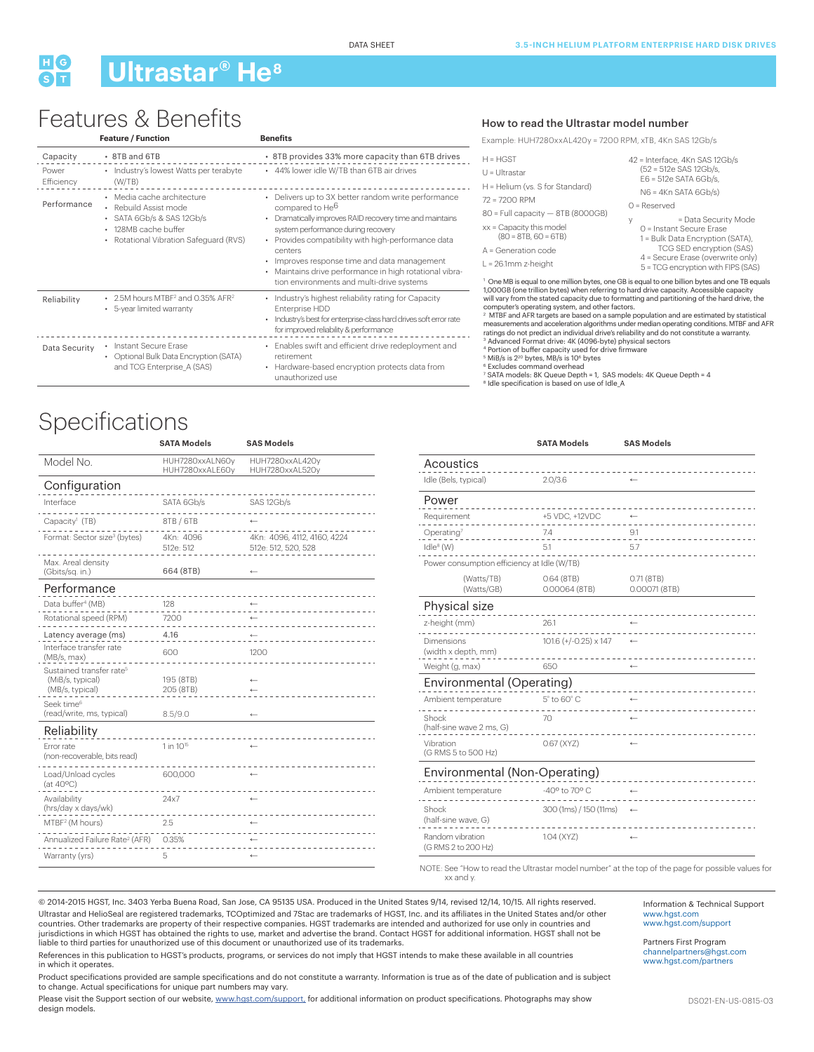# Ultrastar® He8

## Features & Benefits

| | Feature / Function | Benefits |
|---|---|---|
| Capacity | • 8TB and 6TB | • 8TB provides 33% more capacity than 6TB drives |
| Power Efficiency | • Industry's lowest Watts per terabyte (W/TB) | • 44% lower idle W/TB than 6TB air drives |
| Performance | • Media cache architecture<br>• Rebuild Assist mode<br>• SATA 6Gb/s & SAS 12Gb/s<br>• 128MB cache buffer<br>• Rotational Vibration Safeguard (RVS) | • Delivers up to 3X better random write performance compared to He6<br>• Dramatically improves RAID recovery time and maintains system performance during recovery<br>• Provides compatibility with high-performance data centers<br>• Improves response time and data management<br>• Maintains drive performance in high rotational vibration environments and multi-drive systems |
| Reliability | • 2.5M hours MTBF[2] and 0.35% AFR[2]<br>• 5-year limited warranty | • Industry's highest reliability rating for Capacity Enterprise HDD<br>• Industry's best for enterprise-class hard drives soft error rate for improved reliability & performance |
| Data Security | • Instant Secure Erase<br>• Optional Bulk Data Encryption (SATA) and TCG Enterprise_A (SAS) | • Enables swift and efficient drive redeployment and retirement<br>• Hardware-based encryption protects data from unauthorized use |

### How to read the Ultrastar model number

Example: HUH7280xxAL420y = 7200 RPM, xTB, 4Kn SAS 12Gb/s

- H = HGST
- U = Ultrastar
- H = Helium (vs. S for Standard)
- 72 = 7200 RPM
- 80 = Full capacity — 8TB (8000GB)
- xx = Capacity this model (80 = 8TB, 60 = 6TB)
- A = Generation code
- L = 26.1mm z-height
- 42 = Interface, 4Kn SAS 12Gb/s (52 = 512e SAS 12Gb/s, E6 = 512e SATA 6Gb/s, N6 = 4Kn SATA 6Gb/s)
- 0 = Reserved
- y = Data Security Mode
  - 0 = Instant Secure Erase
  - 1 = Bulk Data Encryption (SATA), TCG SED encryption (SAS)
  - 4 = Secure Erase (overwrite only)
  - 5 = TCG encryption with FIPS (SAS)

[1] One MB is equal to one million bytes, one GB is equal to one billion bytes and one TB equals 1,000GB (one trillion bytes) when referring to hard drive capacity. Accessible capacity will vary from the stated capacity due to formatting and partitioning of the hard drive, the computer's operating system, and other factors.
[2] MTBF and AFR targets are based on a sample population and are estimated by statistical measurements and acceleration algorithms under median operating conditions. MTBF and AFR ratings do not predict an individual drive's reliability and do not constitute a warranty.
[3] Advanced Format drive: 4K (4096-byte) physical sectors
[4] Portion of buffer capacity used for drive firmware
[5] MiB/s is $2^{20}$ bytes, MB/s is $10^6$ bytes
[6] Excludes command overhead
[7] SATA models: 8K Queue Depth = 1, SAS models: 4K Queue Depth = 4
[8] Idle specification is based on use of Idle_A

## Specifications

| | SATA Models | SAS Models |
|---|---|---|
| **Model No.** | HUH7280xxALN60y<br>HUH7280xxALE60y | HUH7280xxAL420y<br>HUH7280xxAL520y |
| **Configuration** | | |
| Interface | SATA 6Gb/s | SAS 12Gb/s |
| Capacity[1] (TB) | 8TB / 6TB | ← |
| Format: Sector size[3] (bytes) | 4Kn: 4096<br>512e: 512 | 4Kn: 4096, 4112, 4160, 4224<br>512e: 512, 520, 528 |
| Max. Areal density (Gbits/sq. in.) | 664 (8TB) | ← |
| **Performance** | | |
| Data buffer[4] (MB) | 128 | ← |
| Rotational speed (RPM) | 7200 | ← |
| Latency average (ms) | 4.16 | ← |
| Interface transfer rate (MB/s, max) | 600 | 1200 |
| Sustained transfer rate[5] (MiB/s, typical) (MB/s, typical) | 195 (8TB)<br>205 (8TB) | ←<br>← |
| Seek time[6] (read/write, ms, typical) | 8.5/9.0 | ← |
| **Reliability** | | |
| Error rate (non-recoverable, bits read) | 1 in $10^{15}$ | ← |
| Load/Unload cycles (at 40ºC) | 600,000 | ← |
| Availability (hrs/day x days/wk) | 24x7 | ← |
| MTBF[2] (M hours) | 2.5 | ← |
| Annualized Failure Rate[2] (AFR) | 0.35% | ← |
| Warranty (yrs) | 5 | ← |

| | SATA Models | SAS Models |
|---|---|---|
| **Acoustics** | | |
| Idle (Bels, typical) | 2.0/3.6 | ← |
| **Power** | | |
| Requirement | +5 VDC, +12VDC | ← |
| Operating[7] | 7.4 | 9.1 |
| Idle[8] (W) | 5.1 | 5.7 |
| Power consumption efficiency at Idle (W/TB) | | |
| (Watts/TB) | 0.64 (8TB) | 0.71 (8TB) |
| (Watts/GB) | 0.00064 (8TB) | 0.00071 (8TB) |
| **Physical size** | | |
| z-height (mm) | 26.1 | ← |
| Dimensions (width x depth, mm) | 101.6 (+/-0.25) x 147 | ← |
| Weight (g, max) | 650 | ← |
| **Environmental (Operating)** | | |
| Ambient temperature | 5° to 60° C | ← |
| Shock (half-sine wave 2 ms, G) | 70 | ← |
| Vibration (G RMS 5 to 500 Hz) | 0.67 (XYZ) | ← |
| **Environmental (Non-Operating)** | | |
| Ambient temperature | -40º to 70º C | ← |
| Shock (half-sine wave, G) | 300 (1ms) / 150 (11ms) | ← |
| Random vibration (G RMS 2 to 200 Hz) | 1.04 (XYZ) | ← |

NOTE: See "How to read the Ultrastar model number" at the top of the page for possible values for xx and y.

© 2014-2015 HGST, Inc. 3403 Yerba Buena Road, San Jose, CA 95135 USA. Produced in the United States 9/14, revised 12/14, 10/15. All rights reserved.

Ultrastar and HelioSeal are registered trademarks, TCOptimized and 7Stac are trademarks of HGST, Inc. and its affiliates in the United States and/or other countries. Other trademarks are property of their respective companies. HGST trademarks are intended and authorized for use only in countries and jurisdictions in which HGST has obtained the rights to use, market and advertise the brand. Contact HGST for additional information. HGST shall not be liable to third parties for unauthorized use of this document or unauthorized use of its trademarks.

References in this publication to HGST's products, programs, or services do not imply that HGST intends to make these available in all countries in which it operates.

Product specifications provided are sample specifications and do not constitute a warranty. Information is true as of the date of publication and is subject to change. Actual specifications for unique part numbers may vary.

Please visit the Support section of our website, www.hgst.com/support, for additional information on product specifications. Photographs may show design models.

Information & Technical Support
www.hgst.com
www.hgst.com/support

Partners First Program
channelpartners@hgst.com
www.hgst.com/partners

DS021-EN-US-0815-03